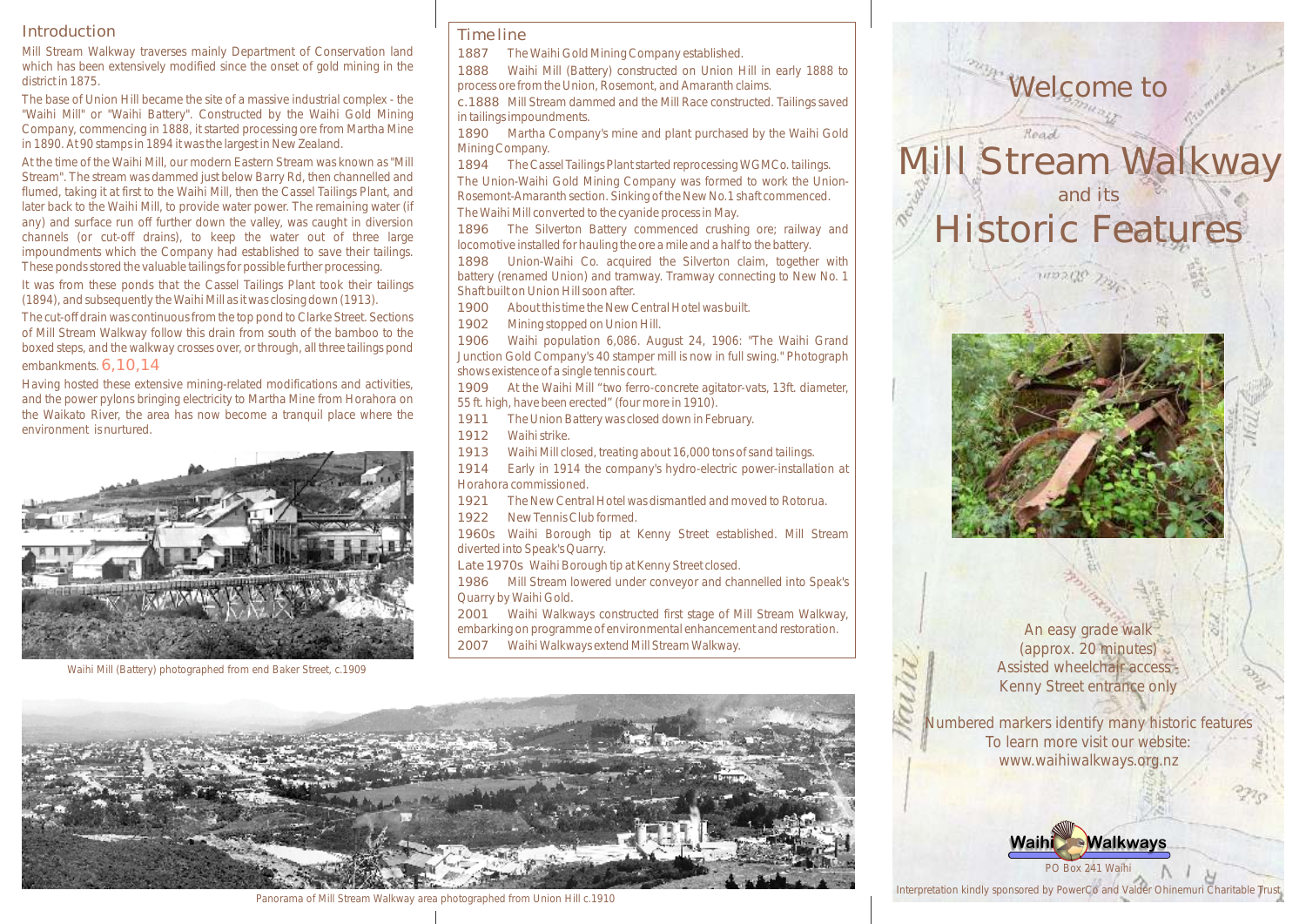## Introduction

Mill Stream Walkway traverses mainly Department of Conservation land which has been extensively modified since the onset of gold mining in the district in 1875.

The base of Union Hill became the site of a massive industrial complex - the "Waihi Mill" or "Waihi Battery". Constructed by the Waihi Gold Mining Company, commencing in 1888, it started processing ore from Martha Mine in 1890. At 90 stamps in 1894 it was the largest in New Zealand.

At the time of the Waihi Mill, our modern Eastern Stream was known as "Mill Stream". The stream was dammed just below Barry Rd, then channelled and flumed, taking it at first to the Waihi Mill, then the Cassel Tailings Plant, and later back to the Waihi Mill, to provide water power. The remaining water (if any) and surface run off further down the valley, was caught in diversion channels (or cut-off drains), to keep the water out of three large impoundments which the Company had established to save their tailings. These ponds stored the valuable tailings for possible further processing.

It was from these ponds that the Cassel Tailings Plant took their tailings (1894), and subsequently the Waihi Mill as it was closing down (1913).

The cut-off drain was continuous from the top pond to Clarke Street. Sections of Mill Stream Walkway follow this drain from south of the bamboo to the boxed steps, and the walkway crosses over, or through, all three tailings pond embankments. 6,10,14

Having hosted these extensive mining-related modifications and activities, and the power pylons bringing electricity to Martha Mine from Horahora on the Waikato River, the area has now become a tranquil place where the environment is nurtured.

Waihi Mill (Battery) photographed from end Baker Street, c.1909

## Time line

1887 The Waihi Gold Mining Company established.

1888 Waihi Mill (Battery) constructed on Union Hill in early 1888 to process ore from the Union, Rosemont, and Amaranth claims.

c.1888 Mill Stream dammed and the Mill Race constructed. Tailings saved in tailings impoundments.

1890 Martha Company's mine and plant purchased by the Waihi Gold Mining Company.

1894 The Cassel Tailings Plant started reprocessing WGMCo. tailings. The Union-Waihi Gold Mining Company was formed to work the Union-Rosemont-Amaranth section. Sinking of the New No.1 shaft commenced. The Waihi Mill converted to the cyanide process in May.

1896 The Silverton Battery commenced crushing ore; railway and locomotive installed for hauling the ore a mile and a half to the battery.

1898 Union-Waihi Co. acquired the Silverton claim, together with battery (renamed Union) and tramway. Tramway connecting to New No. 1 Shaft built on Union Hill soon after.

1900 About this time the New Central Hotel was built.

1902 Mining stopped on Union Hill.

1906 Waihi population 6,086. August 24, 1906: "The Waihi Grand Junction Gold Company's 40 stamper mill is now in full swing." Photograph shows existence of a single tennis court.

1909 At the Waihi Mill "two ferro-concrete agitator-vats, 13ft. diameter, 55 ft. high, have been erected" (four more in 1910).

1911 The Union Battery was closed down in February.

1912 Waihi strike.

1913 Waihi Mill closed, treating about 16,000 tons of sand tailings.

1914 Early in 1914 the company's hydro-electric power-installation at Horahora commissioned.

1921 The New Central Hotel was dismantled and moved to Rotorua.

1922 New Tennis Club formed.

1960s Waihi Borough tip at Kenny Street established. Mill Stream diverted into Speak's Quarry.

Late 1970s Waihi Borough tip at Kenny Street closed.

1986 Mill Stream lowered under conveyor and channelled into Speak's Quarry by Waihi Gold.

2001 Waihi Walkways constructed first stage of Mill Stream Walkway, embarking on programme of environmental enhancement and restoration.

2007 Waihi Walkways extend Mill Stream Walkway.

Panorama of Mill Stream Walkway area photographed from Union Hill c.1910

# Welcome to Mill Stream Walkway and its Historic Features

An easy grade walk (approx. 20 minutes)
Assisted wheelchair access - Kenny Street entrance only

Numbered markers identify many historic features
To learn more visit our website:
www.waihiwalkways.org.nz

Waihi Walkways
PO Box 241 Waihi

Interpretation kindly sponsored by PowerCo and Valder Ohinemuri Charitable Trust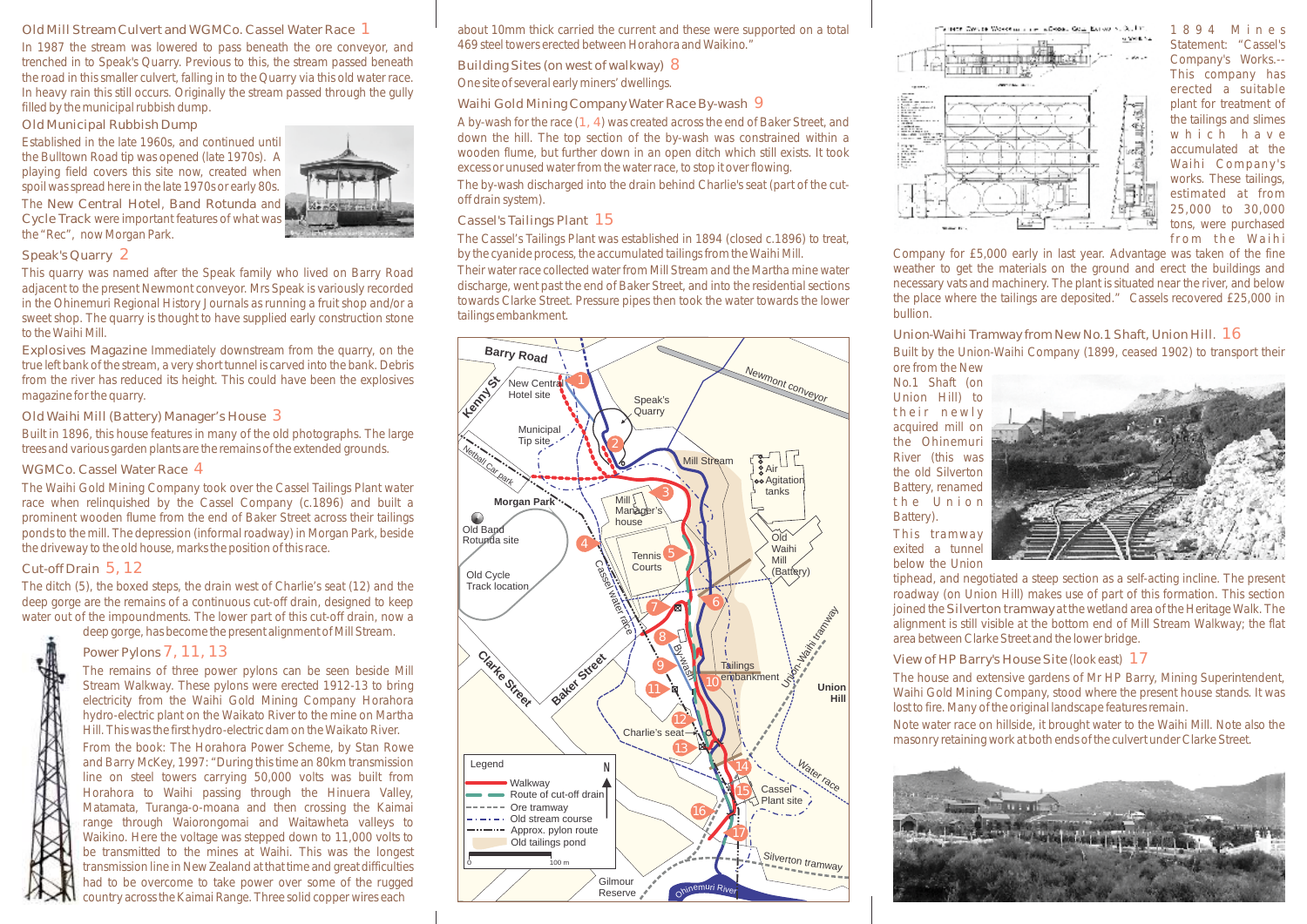### Old Mill Stream Culvert and WGMCo. Cassel Water Race 1

In 1987 the stream was lowered to pass beneath the ore conveyor, and trenched in to Speak's Quarry. Previous to this, the stream passed beneath the road in this smaller culvert, falling in to the Quarry via this old water race. In heavy rain this still occurs. Originally the stream passed through the gully filled by the municipal rubbish dump.

### Old Municipal Rubbish Dump

Established in the late 1960s, and continued until the Bulltown Road tip was opened (late 1970s). A playing field covers this site now, created when spoil was spread here in the late 1970s or early 80s.

The New Central Hotel, Band Rotunda and Cycle Track were important features of what was the "Rec", now Morgan Park.

### Speak's Quarry 2

This quarry was named after the Speak family who lived on Barry Road adjacent to the present Newmont conveyor. Mrs Speak is variously recorded in the Ohinemuri Regional History Journals as running a fruit shop and/or a sweet shop. The quarry is thought to have supplied early construction stone to the Waihi Mill.

Explosives Magazine Immediately downstream from the quarry, on the true left bank of the stream, a very short tunnel is carved into the bank. Debris from the river has reduced its height. This could have been the explosives magazine for the quarry.

### Old Waihi Mill (Battery) Manager's House 3

Built in 1896, this house features in many of the old photographs. The large trees and various garden plants are the remains of the extended grounds.

### WGMCo. Cassel Water Race 4

The Waihi Gold Mining Company took over the Cassel Tailings Plant water race when relinquished by the Cassel Company (c.1896) and built a prominent wooden flume from the end of Baker Street across their tailings ponds to the mill. The depression (informal roadway) in Morgan Park, beside the driveway to the old house, marks the position of this race.

### Cut-off Drain 5, 12

The ditch (5), the boxed steps, the drain west of Charlie's seat (12) and the deep gorge are the remains of a continuous cut-off drain, designed to keep water out of the impoundments. The lower part of this cut-off drain, now a deep gorge, has become the present alignment of Mill Stream.

### Power Pylons 7, 11, 13

The remains of three power pylons can be seen beside Mill Stream Walkway. These pylons were erected 1912-13 to bring electricity from the Waihi Gold Mining Company Horahora hydro-electric plant on the Waikato River to the mine on Martha Hill. This was the first hydro-electric dam on the Waikato River.

From the book: The Horahora Power Scheme, by Stan Rowe and Barry McKey, 1997: "During this time an 80km transmission line on steel towers carrying 50,000 volts was built from Horahora to Waihi passing through the Hinuera Valley, Matamata, Turanga-o-moana and then crossing the Kaimai range through Waiorongomai and Waitawheta valleys to Waikino. Here the voltage was stepped down to 11,000 volts to be transmitted to the mines at Waihi. This was the longest transmission line in New Zealand at that time and great difficulties had to be overcome to take power over some of the rugged country across the Kaimai Range. Three solid copper wires each about 10mm thick carried the current and these were supported on a total 469 steel towers erected between Horahora and Waikino."

### Building Sites (on west of walkway) 8

One site of several early miners' dwellings.

### Waihi Gold Mining Company Water Race By-wash 9

A by-wash for the race (1, 4) was created across the end of Baker Street, and down the hill. The top section of the by-wash was constrained within a wooden flume, but further down in an open ditch which still exists. It took excess or unused water from the water race, to stop it over flowing.

The by-wash discharged into the drain behind Charlie's seat (part of the cut-off drain system).

### Cassel's Tailings Plant 15

The Cassel's Tailings Plant was established in 1894 (closed c.1896) to treat, by the cyanide process, the accumulated tailings from the Waihi Mill.

Their water race collected water from Mill Stream and the Martha mine water discharge, went past the end of Baker Street, and into the residential sections towards Clarke Street. Pressure pipes then took the water towards the lower tailings embankment.

Barry Road
Kenny St
New Central Hotel site
Speak's Quarry
Newmont conveyor
Municipal Tip site
Netball Car park
Mill Stream
Air
Agitation tanks
Morgan Park
Mill Manager's house
Old Band Rotunda site
Old Waihi Mill (Battery)
Tennis Courts
Cassel water race
Old Cycle Track location
By-wash
Union-Waihi tramway
Clarke Street
Baker Street
Tailings embankment
Union Hill
Charlie's seat
Water race
Cassel Plant site
Legend
Walkway
Route of cut-off drain
Ore tramway
Old stream course
Approx. pylon route
Old tailings pond
N
0
100 m
Silverton tramway
Gilmour Reserve
Ohinemuri River
1 2 3 4 5 6 7 8 9 10 11 12 13 14 15 16 17

1894 Mines Statement: "Cassel's Company's Works.--This company has erected a suitable plant for treatment of the tailings and slimes which have accumulated at the Waihi Company's works. These tailings, estimated at from 25,000 to 30,000 tons, were purchased from the Waihi Company for £5,000 early in last year. Advantage was taken of the fine weather to get the materials on the ground and erect the buildings and necessary vats and machinery. The plant is situated near the river, and below the place where the tailings are deposited." Cassels recovered £25,000 in bullion.

### Union-Waihi Tramway from New No.1 Shaft, Union Hill. 16

Built by the Union-Waihi Company (1899, ceased 1902) to transport their ore from the New No.1 Shaft (on Union Hill) to their newly acquired mill on the Ohinemuri River (this was the old Silverton Battery, renamed the Union Battery).

This tramway exited a tunnel below the Union tiphead, and negotiated a steep section as a self-acting incline. The present roadway (on Union Hill) makes use of part of this formation. This section joined the Silverton tramway at the wetland area of the Heritage Walk. The alignment is still visible at the bottom end of Mill Stream Walkway; the flat area between Clarke Street and the lower bridge.

### View of HP Barry's House Site (look east) 17

The house and extensive gardens of Mr HP Barry, Mining Superintendent, Waihi Gold Mining Company, stood where the present house stands. It was lost to fire. Many of the original landscape features remain.

Note water race on hillside, it brought water to the Waihi Mill. Note also the masonry retaining work at both ends of the culvert under Clarke Street.